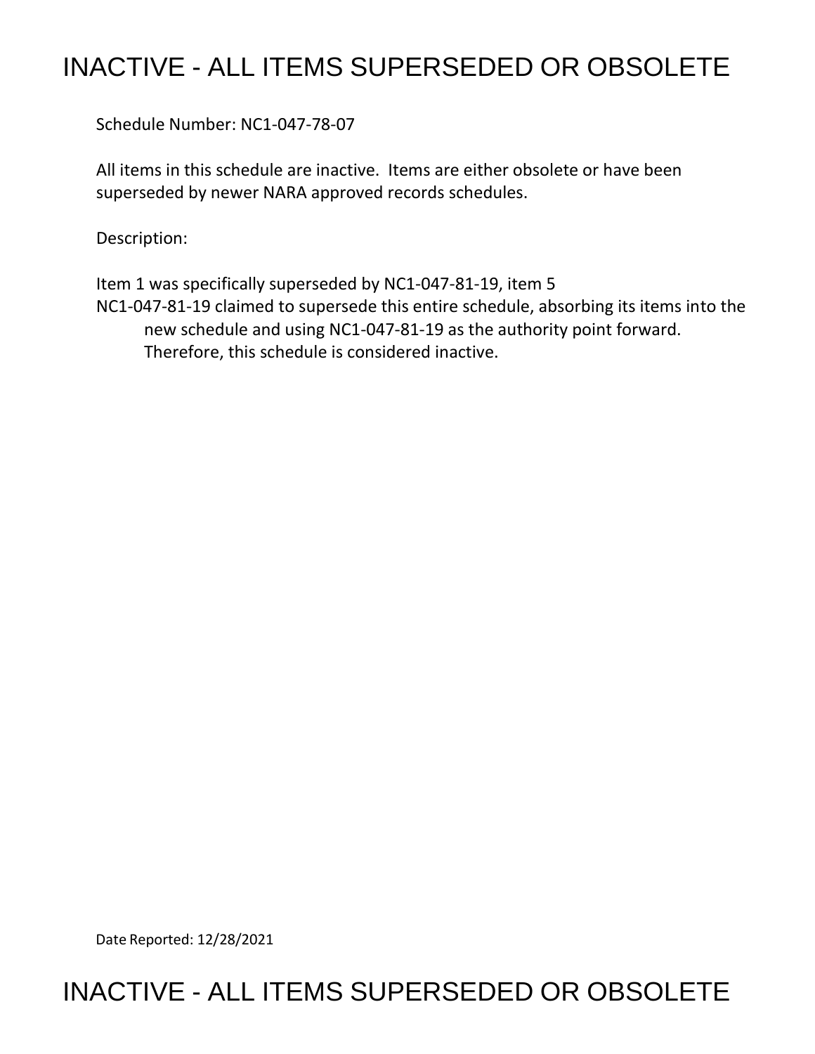# INACTIVE - ALL ITEMS SUPERSEDED OR OBSOLETE

Schedule Number: NC1-047-78-07

All items in this schedule are inactive. Items are either obsolete or have been superseded by newer NARA approved records schedules.

Description:

Item 1 was specifically superseded by NC1-047-81-19, item 5

NC1-047-81-19 claimed to supersede this entire schedule, absorbing its items into the new schedule and using NC1-047-81-19 as the authority point forward. Therefore, this schedule is considered inactive.

Date Reported: 12/28/2021

# INACTIVE - ALL ITEMS SUPERSEDED OR OBSOLETE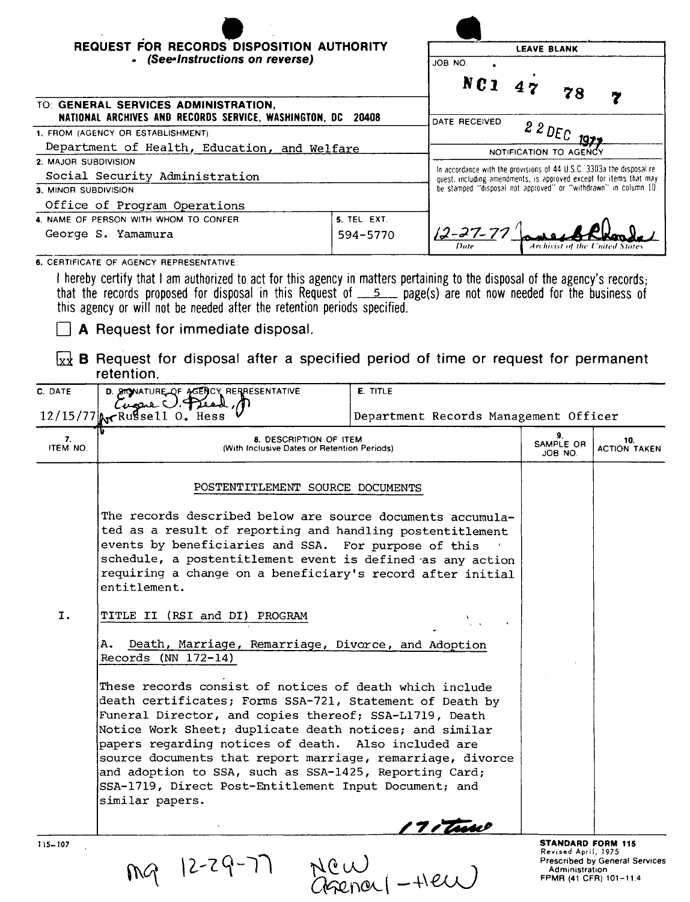# REQUEST FOR RECORDS DISPOSITION AUTHORITY

*(See Instructions on reverse)*

| LEAVE BLANK | |
|---|---|
| JOB NO. | NC1 47 78 7 |
| DATE RECEIVED | 22 DEC 1977 |

TO: **GENERAL SERVICES ADMINISTRATION, NATIONAL ARCHIVES AND RECORDS SERVICE, WASHINGTON, DC 20408**

1. FROM (AGENCY OR ESTABLISHMENT)
   Department of Health, Education, and Welfare
2. MAJOR SUBDIVISION
   Social Security Administration
3. MINOR SUBDIVISION
   Office of Program Operations
4. NAME OF PERSON WITH WHOM TO CONFER
   George S. Yamamura
5. TEL. EXT.
   594-5770

NOTIFICATION TO AGENCY

In accordance with the provisions of 44 U.S.C. 3303a the disposal request, including amendments, is approved except for items that may be stamped "disposal not approved" or "withdrawn" in column 10.

12-27-77 — James B Rhoads — Date — Archivist of the United States

6. CERTIFICATE OF AGENCY REPRESENTATIVE:

I hereby certify that I am authorized to act for this agency in matters pertaining to the disposal of the agency's records; that the records proposed for disposal in this Request of 5 page(s) are not now needed for the business of this agency or will not be needed after the retention periods specified.

☐ **A** Request for immediate disposal.

☒ **B** Request for disposal after a specified period of time or request for permanent retention.

| C. DATE | D. SIGNATURE OF AGENCY REPRESENTATIVE | E. TITLE |
|---|---|---|
| 12/15/77 | Eugene J. Reed, Jr. for Russell O. Hess | Department Records Management Officer |

| 7. ITEM NO. | 8. DESCRIPTION OF ITEM (With Inclusive Dates or Retention Periods) | 9. SAMPLE OR JOB NO. | 10. ACTION TAKEN |
|---|---|---|---|
| | POSTENTITLEMENT SOURCE DOCUMENTS | | |
| | The records described below are source documents accumulated as a result of reporting and handling postentitlement events by beneficiaries and SSA. For purpose of this schedule, a postentitlement event is defined as any action requiring a change on a beneficiary's record after initial entitlement. | | |
| I. | TITLE II (RSI and DI) PROGRAM | | |
| | A. Death, Marriage, Remarriage, Divorce, and Adoption Records (NN 172-14) | | |
| | These records consist of notices of death which include death certificates; Forms SSA-721, Statement of Death by Funeral Director, and copies thereof; SSA-L1719, Death Notice Work Sheet; duplicate death notices; and similar papers regarding notices of death. Also included are source documents that report marriage, remarriage, divorce and adoption to SSA, such as SSA-1425, Reporting Card; SSA-1719, Direct Post-Entitlement Input Document; and similar papers. | | |

171 Time

115-107

mq 12-29-77 New General - HEW

**STANDARD FORM 115**
Revised April, 1975
Prescribed by General Services Administration
FPMR (41 CFR) 101-11.4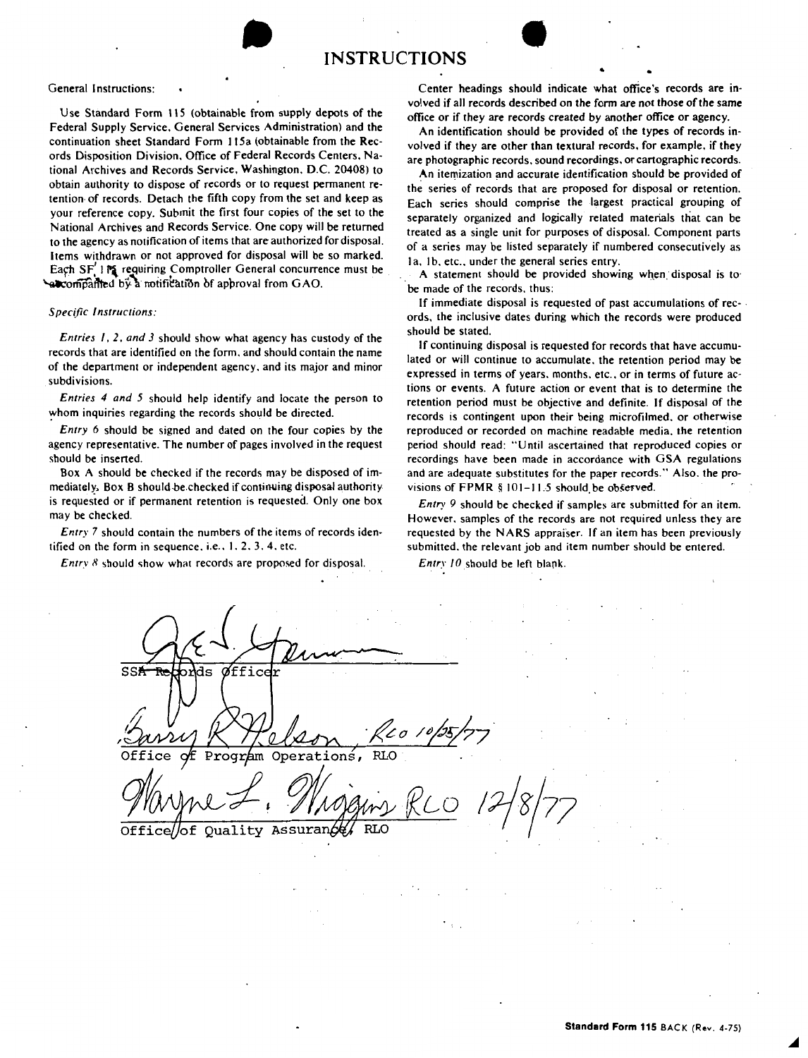# INSTRUCTIONS

General Instructions:

Use Standard Form 115 (obtainable from supply depots of the Federal Supply Service, General Services Administration) and the continuation sheet Standard Form 115a (obtainable from the Records Disposition Division, Office of Federal Records Centers, National Archives and Records Service, Washington, D.C. 20408) to obtain authority to dispose of records or to request permanent retention of records. Detach the fifth copy from the set and keep as your reference copy. Submit the first four copies of the set to the National Archives and Records Service. One copy will be returned to the agency as notification of items that are authorized for disposal. Items withdrawn or not approved for disposal will be so marked. Each SF 115 requiring Comptroller General concurrence must be accompanied by a notification of approval from GAO.

*Specific Instructions:*

*Entries 1, 2, and 3* should show what agency has custody of the records that are identified on the form, and should contain the name of the department or independent agency, and its major and minor subdivisions.

*Entries 4 and 5* should help identify and locate the person to whom inquiries regarding the records should be directed.

*Entry 6* should be signed and dated on the four copies by the agency representative. The number of pages involved in the request should be inserted.

Box A should be checked if the records may be disposed of immediately. Box B should be checked if continuing disposal authority is requested or if permanent retention is requested. Only one box may be checked.

*Entry 7* should contain the numbers of the items of records identified on the form in sequence, i.e., 1, 2, 3, 4, etc.

*Entry 8* should show what records are proposed for disposal.

Center headings should indicate what office's records are involved if all records described on the form are not those of the same office or if they are records created by another office or agency.

An identification should be provided of the types of records involved if they are other than textural records, for example, if they are photographic records, sound recordings, or cartographic records.

An itemization and accurate identification should be provided of the series of records that are proposed for disposal or retention. Each series should comprise the largest practical grouping of separately organized and logically related materials that can be treated as a single unit for purposes of disposal. Component parts of a series may be listed separately if numbered consecutively as 1a, 1b, etc., under the general series entry.

A statement should be provided showing when disposal is to be made of the records, thus:

If immediate disposal is requested of past accumulations of records, the inclusive dates during which the records were produced should be stated.

If continuing disposal is requested for records that have accumulated or will continue to accumulate, the retention period may be expressed in terms of years, months, etc., or in terms of future actions or events. A future action or event that is to determine the retention period must be objective and definite. If disposal of the records is contingent upon their being microfilmed, or otherwise reproduced or recorded on machine readable media, the retention period should read: "Until ascertained that reproduced copies or recordings have been made in accordance with GSA regulations and are adequate substitutes for the paper records." Also, the provisions of FPMR § 101-11.5 should be observed.

*Entry 9* should be checked if samples are submitted for an item. However, samples of the records are not required unless they are requested by the NARS appraiser. If an item has been previously submitted, the relevant job and item number should be entered.

*Entry 10* should be left blank.

SSA Records Officer

Barry R. Nelson, RLO 10/25/77
Office of Program Operations, RLO

Wayne L. Wiggins RLO 12/8/77
Office of Quality Assurance, RLO

Standard Form 115 BACK (Rev. 4-75)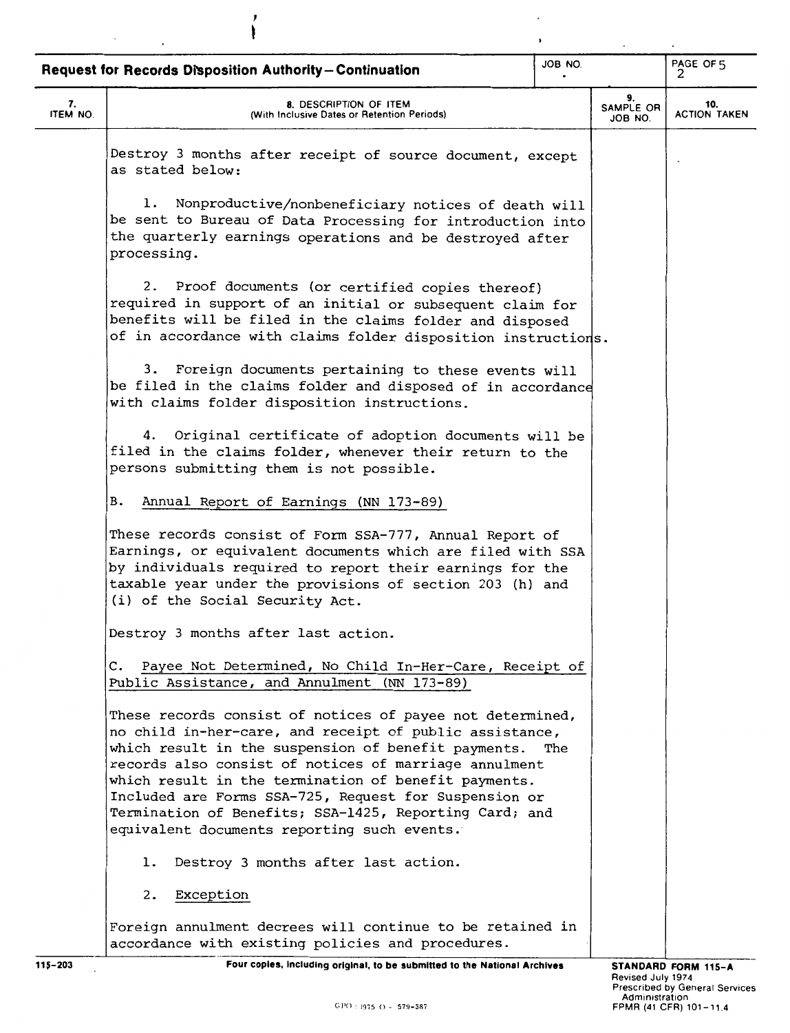**Request for Records Disposition Authority—Continuation**

JOB NO.

PAGE 2 OF 5

| 7. ITEM NO. | 8. DESCRIPTION OF ITEM (With Inclusive Dates or Retention Periods) | 9. SAMPLE OR JOB NO. | 10. ACTION TAKEN |
|---|---|---|---|

Destroy 3 months after receipt of source document, except as stated below:

1. Nonproductive/nonbeneficiary notices of death will be sent to Bureau of Data Processing for introduction into the quarterly earnings operations and be destroyed after processing.

2. Proof documents (or certified copies thereof) required in support of an initial or subsequent claim for benefits will be filed in the claims folder and disposed of in accordance with claims folder disposition instructions.

3. Foreign documents pertaining to these events will be filed in the claims folder and disposed of in accordance with claims folder disposition instructions.

4. Original certificate of adoption documents will be filed in the claims folder, whenever their return to the persons submitting them is not possible.

B. Annual Report of Earnings (NN 173-89)

These records consist of Form SSA-777, Annual Report of Earnings, or equivalent documents which are filed with SSA by individuals required to report their earnings for the taxable year under the provisions of section 203 (h) and (i) of the Social Security Act.

Destroy 3 months after last action.

C. Payee Not Determined, No Child In-Her-Care, Receipt of Public Assistance, and Annulment (NN 173-89)

These records consist of notices of payee not determined, no child in-her-care, and receipt of public assistance, which result in the suspension of benefit payments. The records also consist of notices of marriage annulment which result in the termination of benefit payments. Included are Forms SSA-725, Request for Suspension or Termination of Benefits; SSA-1425, Reporting Card; and equivalent documents reporting such events.

1. Destroy 3 months after last action.

2. Exception

Foreign annulment decrees will continue to be retained in accordance with existing policies and procedures.

115-203 **Four copies, including original, to be submitted to the National Archives**

**STANDARD FORM 115-A**
Revised July 1974
Prescribed by General Services Administration
FPMR (41 CFR) 101-11.4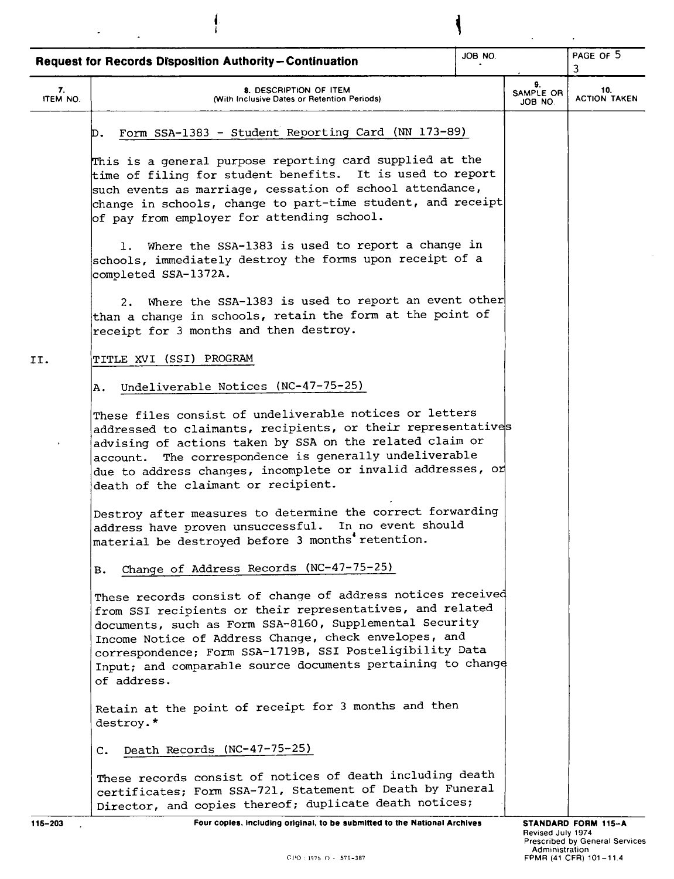**Request for Records Disposition Authority—Continuation**

| 7. ITEM NO. | 8. DESCRIPTION OF ITEM (With Inclusive Dates or Retention Periods) | 9. SAMPLE OR JOB NO. | 10. ACTION TAKEN |
|---|---|---|---|

D. Form SSA-1383 - Student Reporting Card (NN 173-89)

This is a general purpose reporting card supplied at the time of filing for student benefits. It is used to report such events as marriage, cessation of school attendance, change in schools, change to part-time student, and receipt of pay from employer for attending school.

1. Where the SSA-1383 is used to report a change in schools, immediately destroy the forms upon receipt of a completed SSA-1372A.

2. Where the SSA-1383 is used to report an event other than a change in schools, retain the form at the point of receipt for 3 months and then destroy.

II. TITLE XVI (SSI) PROGRAM

A. Undeliverable Notices (NC-47-75-25)

These files consist of undeliverable notices or letters addressed to claimants, recipients, or their representatives advising of actions taken by SSA on the related claim or account. The correspondence is generally undeliverable due to address changes, incomplete or invalid addresses, or death of the claimant or recipient.

Destroy after measures to determine the correct forwarding address have proven unsuccessful. In no event should material be destroyed before 3 months' retention.

B. Change of Address Records (NC-47-75-25)

These records consist of change of address notices received from SSI recipients or their representatives, and related documents, such as Form SSA-8160, Supplemental Security Income Notice of Address Change, check envelopes, and correspondence; Form SSA-1719B, SSI Posteligibility Data Input; and comparable source documents pertaining to change of address.

Retain at the point of receipt for 3 months and then destroy.*

C. Death Records (NC-47-75-25)

These records consist of notices of death including death certificates; Form SSA-721, Statement of Death by Funeral Director, and copies thereof; duplicate death notices;

115-203 Four copies, including original, to be submitted to the National Archives

STANDARD FORM 115-A Revised July 1974 Prescribed by General Services Administration FPMR (41 CFR) 101-11.4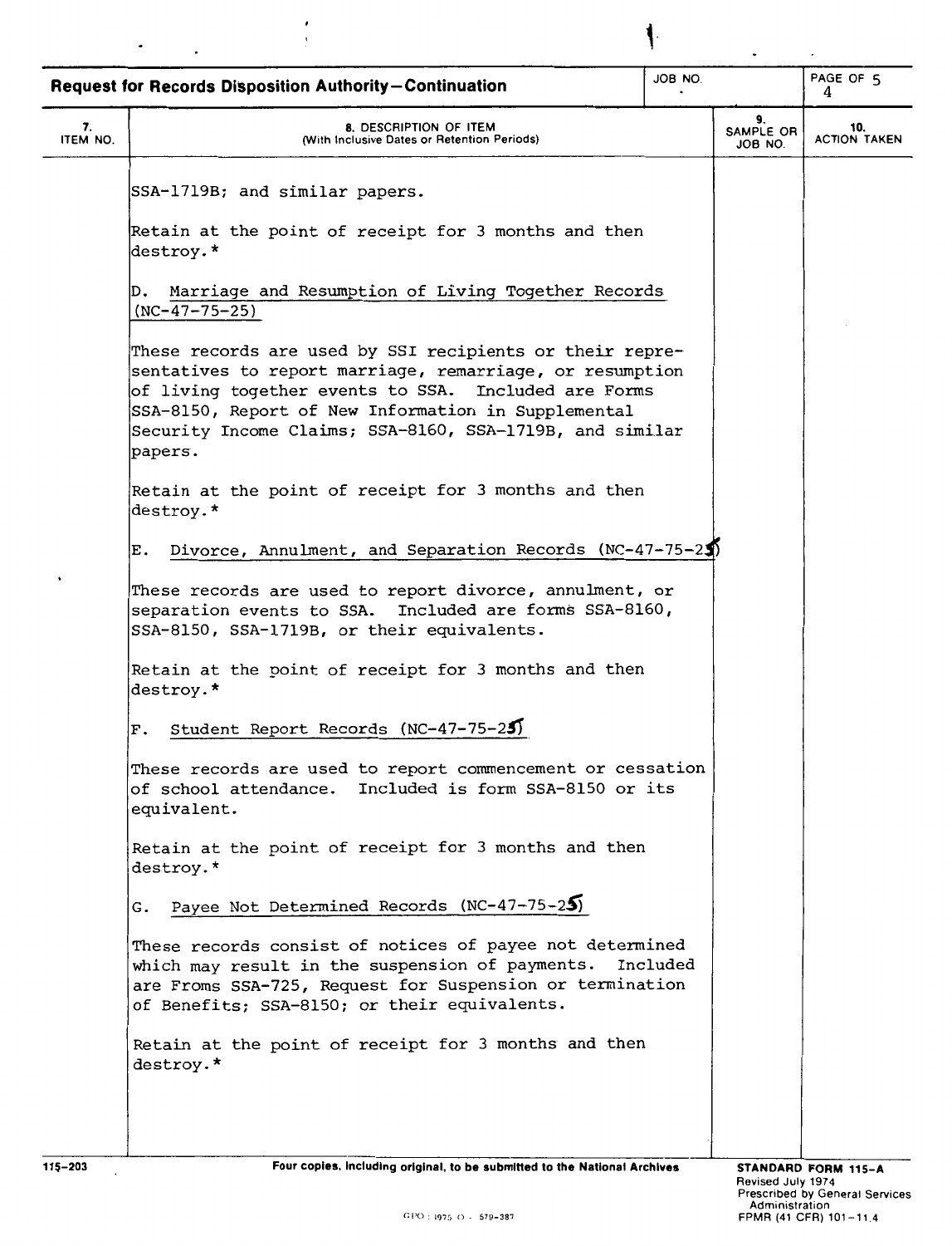**Request for Records Disposition Authority—Continuation**

| 7. ITEM NO. | 8. DESCRIPTION OF ITEM (With Inclusive Dates or Retention Periods) | 9. SAMPLE OR JOB NO. | 10. ACTION TAKEN |
|---|---|---|---|

SSA-1719B; and similar papers.

Retain at the point of receipt for 3 months and then destroy.*

D. Marriage and Resumption of Living Together Records (NC-47-75-25)

These records are used by SSI recipients or their representatives to report marriage, remarriage, or resumption of living together events to SSA. Included are Forms SSA-8150, Report of New Information in Supplemental Security Income Claims; SSA-8160, SSA-1719B, and similar papers.

Retain at the point of receipt for 3 months and then destroy.*

E. Divorce, Annulment, and Separation Records (NC-47-75-25)

These records are used to report divorce, annulment, or separation events to SSA. Included are forms SSA-8160, SSA-8150, SSA-1719B, or their equivalents.

Retain at the point of receipt for 3 months and then destroy.*

F. Student Report Records (NC-47-75-25)

These records are used to report commencement or cessation of school attendance. Included is form SSA-8150 or its equivalent.

Retain at the point of receipt for 3 months and then destroy.*

G. Payee Not Determined Records (NC-47-75-25)

These records consist of notices of payee not determined which may result in the suspension of payments. Included are Froms SSA-725, Request for Suspension or termination of Benefits; SSA-8150; or their equivalents.

Retain at the point of receipt for 3 months and then destroy.*

115-203 — Four copies, including original, to be submitted to the National Archives

STANDARD FORM 115-A
Revised July 1974
Prescribed by General Services Administration
FPMR (41 CFR) 101-11.4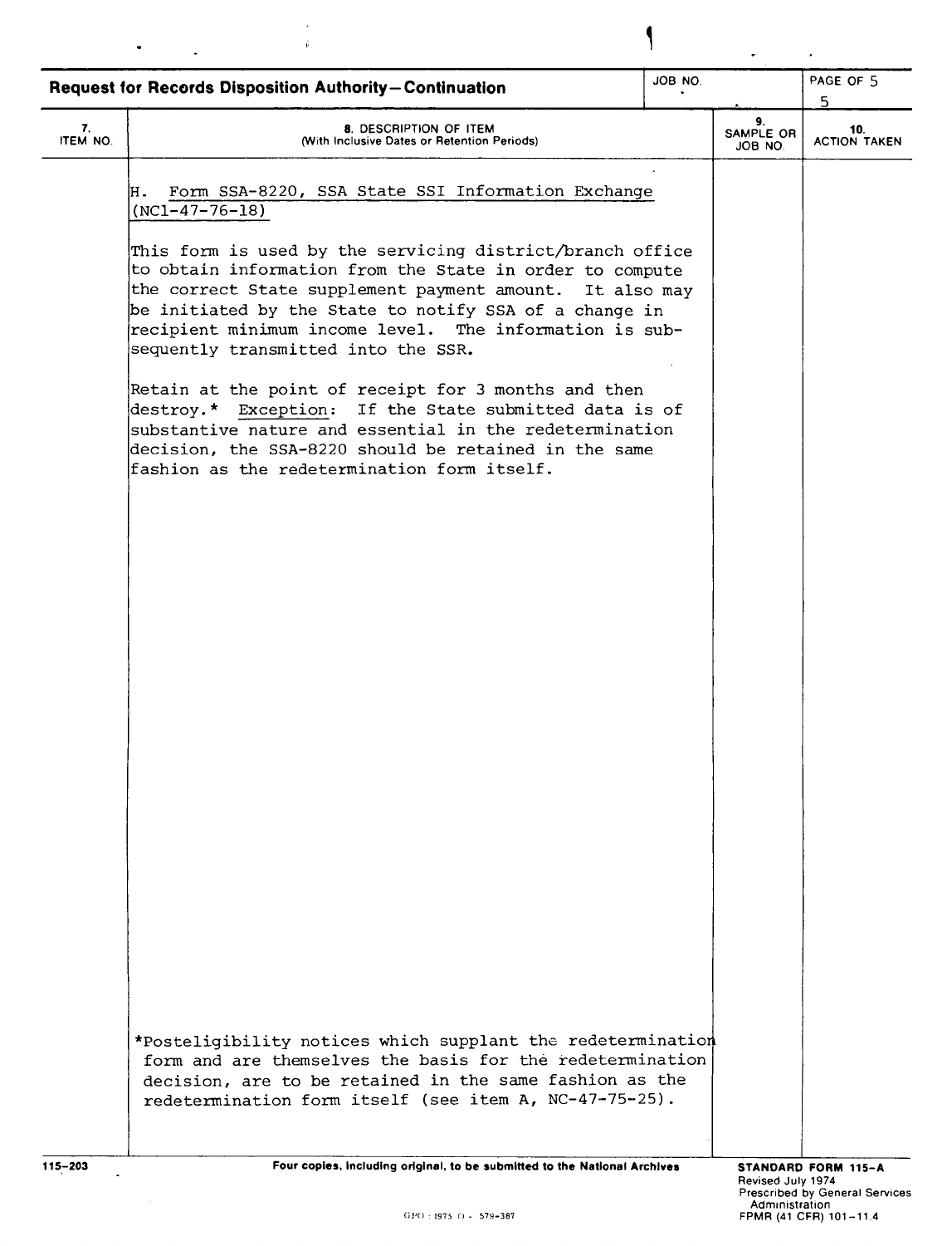## Request for Records Disposition Authority—Continuation

| 7. ITEM NO. | 8. DESCRIPTION OF ITEM (With Inclusive Dates or Retention Periods) | 9. SAMPLE OR JOB NO. | 10. ACTION TAKEN |
|---|---|---|---|
| | H. Form SSA-8220, SSA State SSI Information Exchange (NC1-47-76-18) | | |
| | This form is used by the servicing district/branch office to obtain information from the State in order to compute the correct State supplement payment amount. It also may be initiated by the State to notify SSA of a change in recipient minimum income level. The information is subsequently transmitted into the SSR. | | |
| | Retain at the point of receipt for 3 months and then destroy.* Exception: If the State submitted data is of substantive nature and essential in the redetermination decision, the SSA-8220 should be retained in the same fashion as the redetermination form itself. | | |
| | *Posteligibility notices which supplant the redetermination form and are themselves the basis for the redetermination decision, are to be retained in the same fashion as the redetermination form itself (see item A, NC-47-75-25). | | |

115-203

Four copies, including original, to be submitted to the National Archives

STANDARD FORM 115-A
Revised July 1974
Prescribed by General Services Administration
FPMR (41 CFR) 101-11.4